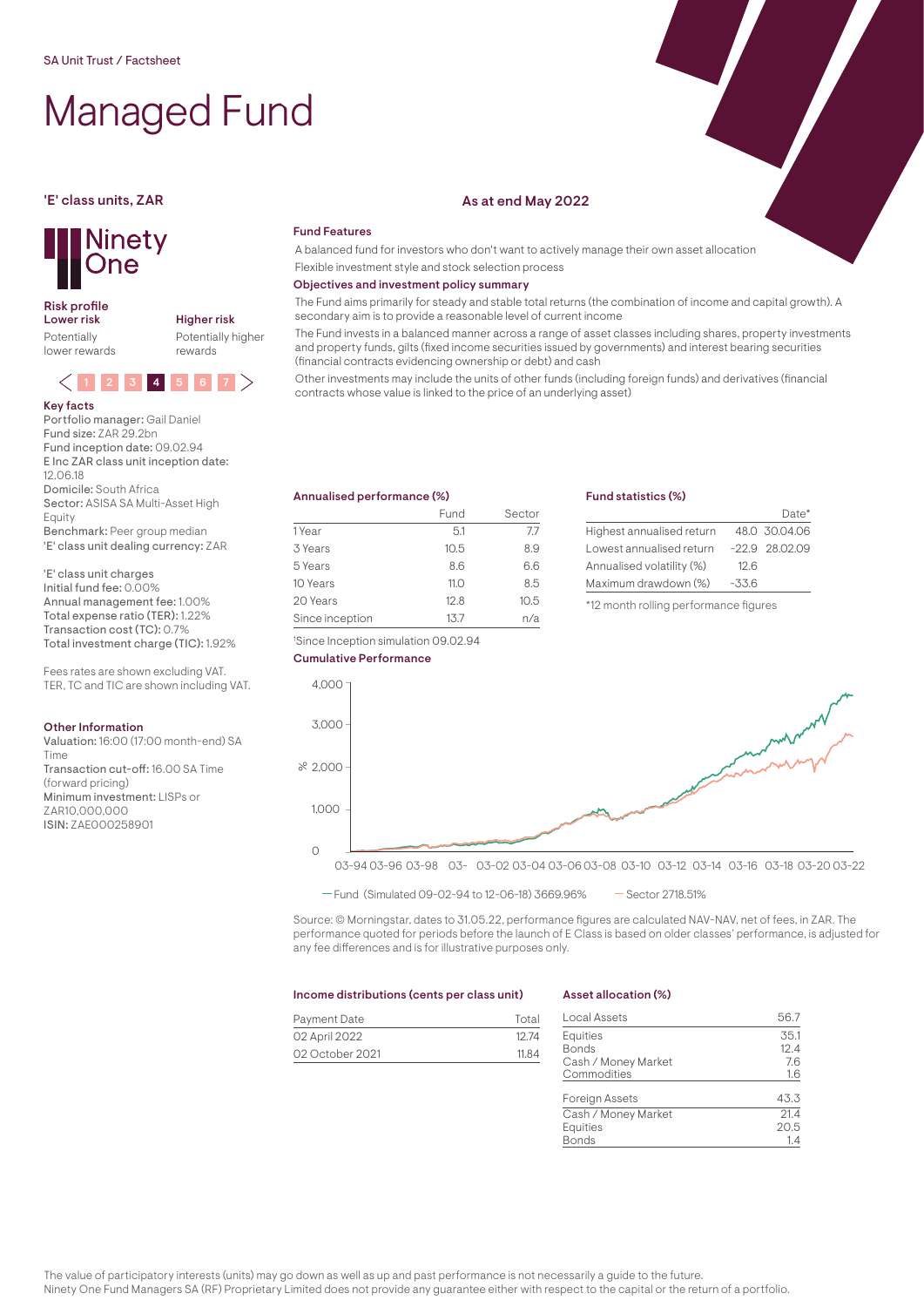SA Unit Trust / Factsheet

# Managed Fund

'E' class units, ZAR

As at end May 2022

Ninety One

### Risk profile

**Lower risk** — Potentially lower rewards

**Higher risk** — Potentially higher rewards

1 2 3 **4** 5 6 7

### Key facts

**Portfolio manager:** Gail Daniel
**Fund size:** ZAR 29.2bn
**Fund inception date:** 09.02.94
**E Inc ZAR class unit inception date:** 12.06.18
**Domicile:** South Africa
**Sector:** ASISA SA Multi-Asset High Equity
**Benchmark:** Peer group median
**'E' class unit dealing currency:** ZAR

**'E' class unit charges**
**Initial fund fee:** 0.00%
**Annual management fee:** 1.00%
**Total expense ratio (TER):** 1.22%
**Transaction cost (TC):** 0.7%
**Total investment charge (TIC):** 1.92%

Fees rates are shown excluding VAT.
TER, TC and TIC are shown including VAT.

### Other Information

**Valuation:** 16:00 (17:00 month-end) SA Time
**Transaction cut-off:** 16.00 SA Time (forward pricing)
**Minimum investment:** LISPs or ZAR10,000,000
**ISIN:** ZAE000258901

### Fund Features

A balanced fund for investors who don't want to actively manage their own asset allocation

Flexible investment style and stock selection process

### Objectives and investment policy summary

The Fund aims primarily for steady and stable total returns (the combination of income and capital growth). A secondary aim is to provide a reasonable level of current income

The Fund invests in a balanced manner across a range of asset classes including shares, property investments and property funds, gilts (fixed income securities issued by governments) and interest bearing securities (financial contracts evidencing ownership or debt) and cash

Other investments may include the units of other funds (including foreign funds) and derivatives (financial contracts whose value is linked to the price of an underlying asset)

### Annualised performance (%)

| | Fund | Sector |
|---|---|---|
| 1 Year | 5.1 | 7.7 |
| 3 Years | 10.5 | 8.9 |
| 5 Years | 8.6 | 6.6 |
| 10 Years | 11.0 | 8.5 |
| 20 Years | 12.8 | 10.5 |
| Since inception | 13.7 | n/a |

†Since Inception simulation 09.02.94

### Fund statistics (%)

| | | Date* |
|---|---|---|
| Highest annualised return | 48.0 | 30.04.06 |
| Lowest annualised return | -22.9 | 28.02.09 |
| Annualised volatility (%) | 12.6 | |
| Maximum drawdown (%) | -33.6 | |

*12 month rolling performance figures

### Cumulative Performance

— Fund (Simulated 09-02-94 to 12-06-18) 3669.96% — Sector 2718.51%

Source: © Morningstar, dates to 31.05.22, performance figures are calculated NAV-NAV, net of fees, in ZAR. The performance quoted for periods before the launch of E Class is based on older classes' performance, is adjusted for any fee differences and is for illustrative purposes only.

### Income distributions (cents per class unit)

| Payment Date | Total |
|---|---|
| 02 April 2022 | 12.74 |
| 02 October 2021 | 11.84 |

### Asset allocation (%)

| | |
|---|---|
| **Local Assets** | **56.7** |
| Equities | 35.1 |
| Bonds | 12.4 |
| Cash / Money Market | 7.6 |
| Commodities | 1.6 |
| **Foreign Assets** | **43.3** |
| Cash / Money Market | 21.4 |
| Equities | 20.5 |
| Bonds | 1.4 |

The value of participatory interests (units) may go down as well as up and past performance is not necessarily a guide to the future.
Ninety One Fund Managers SA (RF) Proprietary Limited does not provide any guarantee either with respect to the capital or the return of a portfolio.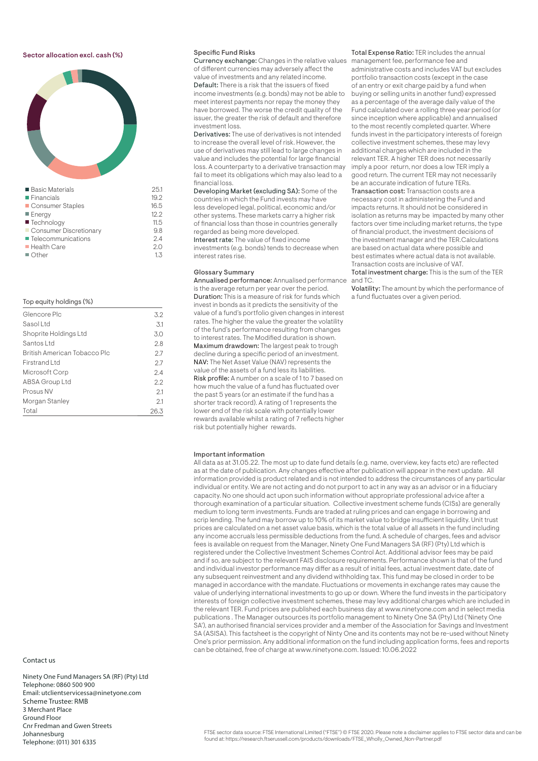## Sector allocation excl. cash (%)

| | |
|---|---|
| Basic Materials | 25.1 |
| Financials | 19.2 |
| Consumer Staples | 16.5 |
| Energy | 12.2 |
| Technology | 11.5 |
| Consumer Discretionary | 9.8 |
| Telecommunications | 2.4 |
| Health Care | 2.0 |
| Other | 1.3 |

## Top equity holdings (%)

| | |
|---|---|
| Glencore Plc | 3.2 |
| Sasol Ltd | 3.1 |
| Shoprite Holdings Ltd | 3.0 |
| Santos Ltd | 2.8 |
| British American Tobacco Plc | 2.7 |
| Firstrand Ltd | 2.7 |
| Microsoft Corp | 2.4 |
| ABSA Group Ltd | 2.2 |
| Prosus NV | 2.1 |
| Morgan Stanley | 2.1 |
| Total | 26.3 |

## Specific Fund Risks

**Currency exchange:** Changes in the relative values of different currencies may adversely affect the value of investments and any related income.
**Default:** There is a risk that the issuers of fixed income investments (e.g. bonds) may not be able to meet interest payments nor repay the money they have borrowed. The worse the credit quality of the issuer, the greater the risk of default and therefore investment loss.
**Derivatives:** The use of derivatives is not intended to increase the overall level of risk. However, the use of derivatives may still lead to large changes in value and includes the potential for large financial loss. A counterparty to a derivative transaction may fail to meet its obligations which may also lead to a financial loss.
**Developing Market (excluding SA):** Some of the countries in which the Fund invests may have less developed legal, political, economic and/or other systems. These markets carry a higher risk of financial loss than those in countries generally regarded as being more developed.
**Interest rate:** The value of fixed income investments (e.g. bonds) tends to decrease when interest rates rise.

## Glossary Summary

**Annualised performance:** Annualised performance is the average return per year over the period.
**Duration:** This is a measure of risk for funds which invest in bonds as it predicts the sensitivity of the value of a fund's portfolio given changes in interest rates. The higher the value the greater the volatility of the fund's performance resulting from changes to interest rates. The Modified duration is shown.
**Maximum drawdown:** The largest peak to trough decline during a specific period of an investment.
**NAV:** The Net Asset Value (NAV) represents the value of the assets of a fund less its liabilities.
**Risk profile:** A number on a scale of 1 to 7 based on how much the value of a fund has fluctuated over the past 5 years (or an estimate if the fund has a shorter track record). A rating of 1 represents the lower end of the risk scale with potentially lower rewards available whilst a rating of 7 reflects higher risk but potentially higher rewards.
**Total Expense Ratio:** TER includes the annual management fee, performance fee and administrative costs and includes VAT but excludes portfolio transaction costs (except in the case of an entry or exit charge paid by a fund when buying or selling units in another fund) expressed as a percentage of the average daily value of the Fund calculated over a rolling three year period (or since inception where applicable) and annualised to the most recently completed quarter. Where funds invest in the participatory interests of foreign collective investment schemes, these may levy additional charges which are included in the relevant TER. A higher TER does not necessarily imply a poor return, nor does a low TER imply a good return. The current TER may not necessarily be an accurate indication of future TERs.
**Transaction cost:** Transaction costs are a necessary cost in administering the Fund and impacts returns. It should not be considered in isolation as returns may be impacted by many other factors over time including market returns, the type of financial product, the investment decisions of the investment manager and the TER.Calculations are based on actual data where possible and best estimates where actual data is not available. Transaction costs are inclusive of VAT.
**Total investment charge:** This is the sum of the TER and TC.
**Volatility:** The amount by which the performance of a fund fluctuates over a given period.

## Important information

All data as at 31.05.22. The most up to date fund details (e.g. name, overview, key facts etc) are reflected as at the date of publication. Any changes effective after publication will appear in the next update. All information provided is product related and is not intended to address the circumstances of any particular individual or entity. We are not acting and do not purport to act in any way as an advisor or in a fiduciary capacity. No one should act upon such information without appropriate professional advice after a thorough examination of a particular situation. Collective investment scheme funds (CISs) are generally medium to long term investments. Funds are traded at ruling prices and can engage in borrowing and scrip lending. The fund may borrow up to 10% of its market value to bridge insufficient liquidity. Unit trust prices are calculated on a net asset value basis, which is the total value of all assets in the fund including any income accruals less permissible deductions from the fund. A schedule of charges, fees and advisor fees is available on request from the Manager, Ninety One Fund Managers SA (RF) (Pty) Ltd which is registered under the Collective Investment Schemes Control Act. Additional advisor fees may be paid and if so, are subject to the relevant FAIS disclosure requirements. Performance shown is that of the fund and individual investor performance may differ as a result of initial fees, actual investment date, date of any subsequent reinvestment and any dividend withholding tax. This fund may be closed in order to be managed in accordance with the mandate. Fluctuations or movements in exchange rates may cause the value of underlying international investments to go up or down. Where the fund invests in the participatory interests of foreign collective investment schemes, these may levy additional charges which are included in the relevant TER. Fund prices are published each business day at www.ninetyone.com and in select media publications . The Manager outsources its portfolio management to Ninety One SA (Pty) Ltd ('Ninety One SA'), an authorised financial services provider and a member of the Association for Savings and Investment SA (ASISA). This factsheet is the copyright of Ninty One and its contents may not be re-used without Ninety One's prior permission. Any additional information on the fund including application forms, fees and reports can be obtained, free of charge at www.ninetyone.com. Issued: 10.06.2022

## Contact us

Ninety One Fund Managers SA (RF) (Pty) Ltd
Telephone: 0860 500 900
Email: utclientservicessa@ninetyone.com
Scheme Trustee: RMB
3 Merchant Place
Ground Floor
Cnr Fredman and Gwen Streets
Johannesburg
Telephone: (011) 301 6335

FTSE sector data source: FTSE International Limited ("FTSE") © FTSE 2020. Please note a disclaimer applies to FTSE sector data and can be found at: https://research.ftserussell.com/products/downloads/FTSE_Wholly_Owned_Non-Partner.pdf